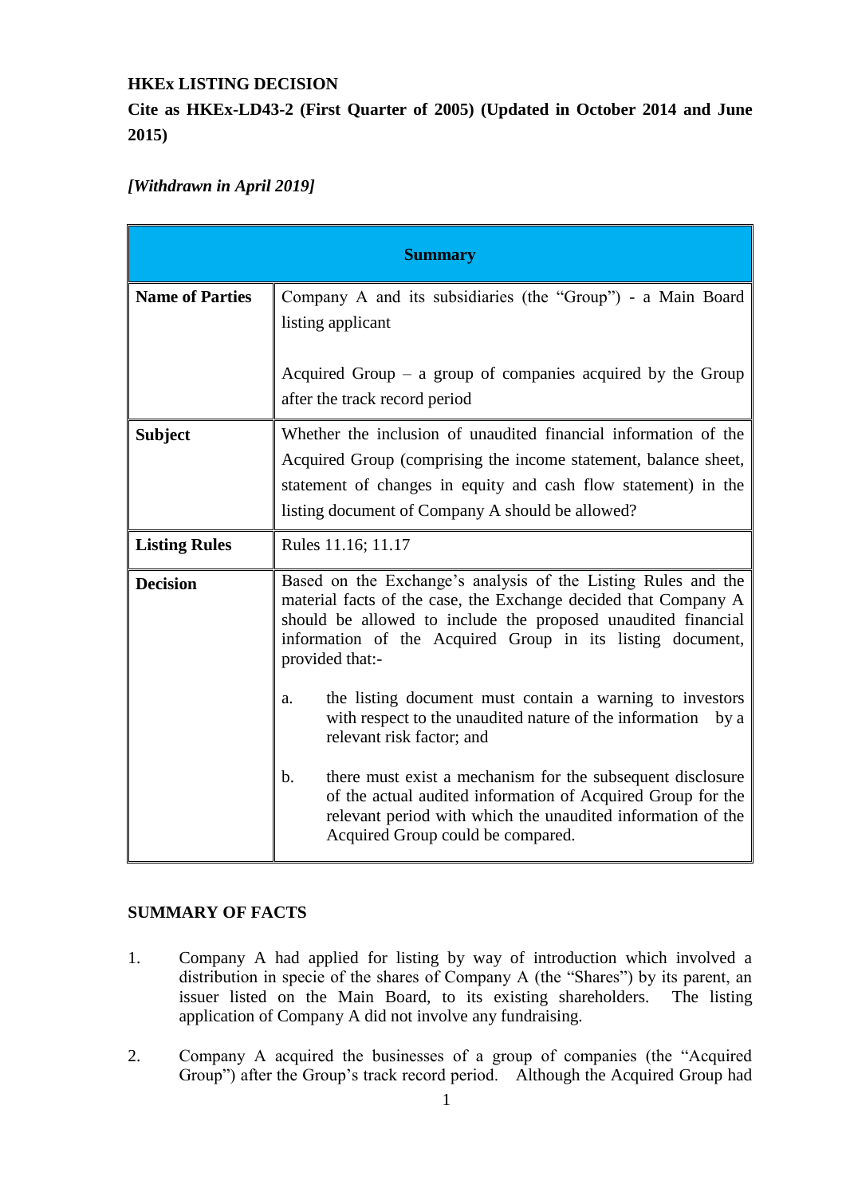**HKEx LISTING DECISION**

**Cite as HKEx-LD43-2 (First Quarter of 2005) (Updated in October 2014 and June 2015)**

***[Withdrawn in April 2019]***

| **Summary** | |
|---|---|
| **Name of Parties** | Company A and its subsidiaries (the "Group") - a Main Board listing applicant<br><br>Acquired Group – a group of companies acquired by the Group after the track record period |
| **Subject** | Whether the inclusion of unaudited financial information of the Acquired Group (comprising the income statement, balance sheet, statement of changes in equity and cash flow statement) in the listing document of Company A should be allowed? |
| **Listing Rules** | Rules 11.16; 11.17 |
| **Decision** | Based on the Exchange's analysis of the Listing Rules and the material facts of the case, the Exchange decided that Company A should be allowed to include the proposed unaudited financial information of the Acquired Group in its listing document, provided that:-<br><br>a. the listing document must contain a warning to investors with respect to the unaudited nature of the information by a relevant risk factor; and<br><br>b. there must exist a mechanism for the subsequent disclosure of the actual audited information of Acquired Group for the relevant period with which the unaudited information of the Acquired Group could be compared. |

**SUMMARY OF FACTS**

1. Company A had applied for listing by way of introduction which involved a distribution in specie of the shares of Company A (the "Shares") by its parent, an issuer listed on the Main Board, to its existing shareholders. The listing application of Company A did not involve any fundraising.

2. Company A acquired the businesses of a group of companies (the "Acquired Group") after the Group's track record period. Although the Acquired Group had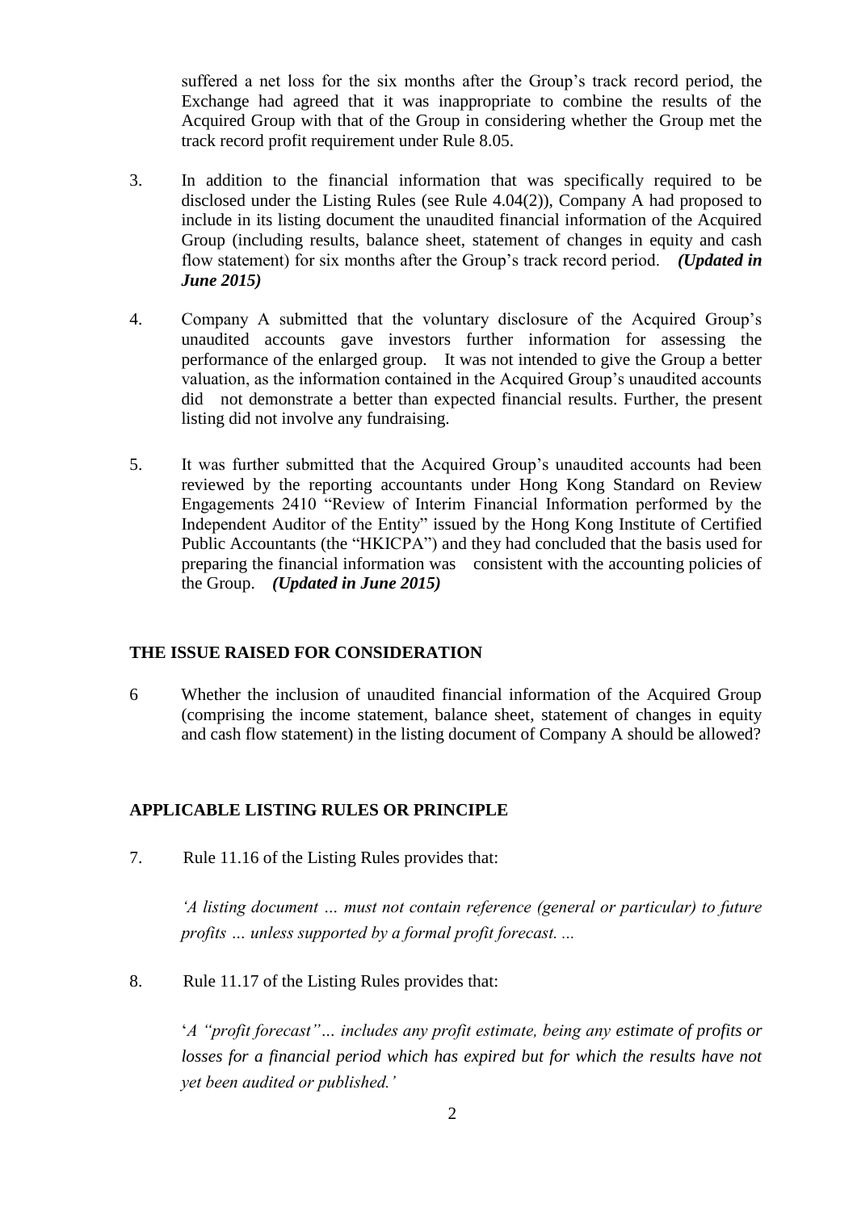suffered a net loss for the six months after the Group's track record period, the Exchange had agreed that it was inappropriate to combine the results of the Acquired Group with that of the Group in considering whether the Group met the track record profit requirement under Rule 8.05.

3. In addition to the financial information that was specifically required to be disclosed under the Listing Rules (see Rule 4.04(2)), Company A had proposed to include in its listing document the unaudited financial information of the Acquired Group (including results, balance sheet, statement of changes in equity and cash flow statement) for six months after the Group's track record period. ***(Updated in June 2015)***

4. Company A submitted that the voluntary disclosure of the Acquired Group's unaudited accounts gave investors further information for assessing the performance of the enlarged group. It was not intended to give the Group a better valuation, as the information contained in the Acquired Group's unaudited accounts did not demonstrate a better than expected financial results. Further, the present listing did not involve any fundraising.

5. It was further submitted that the Acquired Group's unaudited accounts had been reviewed by the reporting accountants under Hong Kong Standard on Review Engagements 2410 "Review of Interim Financial Information performed by the Independent Auditor of the Entity" issued by the Hong Kong Institute of Certified Public Accountants (the "HKICPA") and they had concluded that the basis used for preparing the financial information was consistent with the accounting policies of the Group. ***(Updated in June 2015)***

## THE ISSUE RAISED FOR CONSIDERATION

6 Whether the inclusion of unaudited financial information of the Acquired Group (comprising the income statement, balance sheet, statement of changes in equity and cash flow statement) in the listing document of Company A should be allowed?

## APPLICABLE LISTING RULES OR PRINCIPLE

7. Rule 11.16 of the Listing Rules provides that:

*'A listing document … must not contain reference (general or particular) to future profits … unless supported by a formal profit forecast. ...*

8. Rule 11.17 of the Listing Rules provides that:

'*A "profit forecast"… includes any profit estimate, being any estimate of profits or losses for a financial period which has expired but for which the results have not yet been audited or published.'*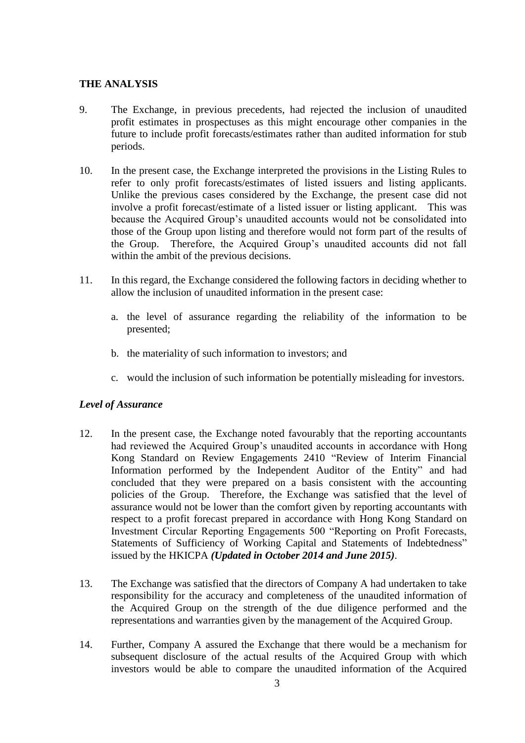**THE ANALYSIS**

9. The Exchange, in previous precedents, had rejected the inclusion of unaudited profit estimates in prospectuses as this might encourage other companies in the future to include profit forecasts/estimates rather than audited information for stub periods.

10. In the present case, the Exchange interpreted the provisions in the Listing Rules to refer to only profit forecasts/estimates of listed issuers and listing applicants. Unlike the previous cases considered by the Exchange, the present case did not involve a profit forecast/estimate of a listed issuer or listing applicant. This was because the Acquired Group's unaudited accounts would not be consolidated into those of the Group upon listing and therefore would not form part of the results of the Group. Therefore, the Acquired Group's unaudited accounts did not fall within the ambit of the previous decisions.

11. In this regard, the Exchange considered the following factors in deciding whether to allow the inclusion of unaudited information in the present case:

    a. the level of assurance regarding the reliability of the information to be presented;

    b. the materiality of such information to investors; and

    c. would the inclusion of such information be potentially misleading for investors.

***Level of Assurance***

12. In the present case, the Exchange noted favourably that the reporting accountants had reviewed the Acquired Group's unaudited accounts in accordance with Hong Kong Standard on Review Engagements 2410 "Review of Interim Financial Information performed by the Independent Auditor of the Entity" and had concluded that they were prepared on a basis consistent with the accounting policies of the Group. Therefore, the Exchange was satisfied that the level of assurance would not be lower than the comfort given by reporting accountants with respect to a profit forecast prepared in accordance with Hong Kong Standard on Investment Circular Reporting Engagements 500 "Reporting on Profit Forecasts, Statements of Sufficiency of Working Capital and Statements of Indebtedness" issued by the HKICPA ***(Updated in October 2014 and June 2015)***.

13. The Exchange was satisfied that the directors of Company A had undertaken to take responsibility for the accuracy and completeness of the unaudited information of the Acquired Group on the strength of the due diligence performed and the representations and warranties given by the management of the Acquired Group.

14. Further, Company A assured the Exchange that there would be a mechanism for subsequent disclosure of the actual results of the Acquired Group with which investors would be able to compare the unaudited information of the Acquired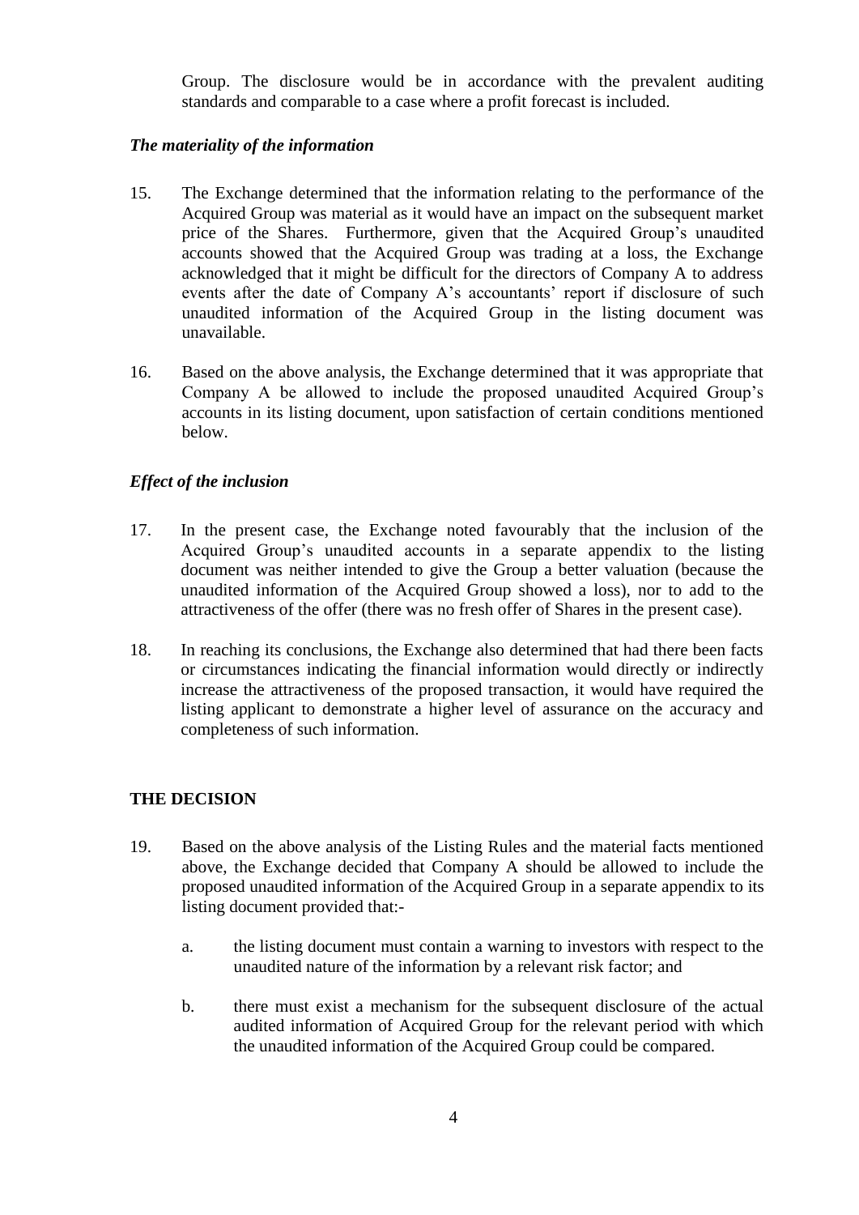Group. The disclosure would be in accordance with the prevalent auditing standards and comparable to a case where a profit forecast is included.

*The materiality of the information*

15. The Exchange determined that the information relating to the performance of the Acquired Group was material as it would have an impact on the subsequent market price of the Shares. Furthermore, given that the Acquired Group's unaudited accounts showed that the Acquired Group was trading at a loss, the Exchange acknowledged that it might be difficult for the directors of Company A to address events after the date of Company A's accountants' report if disclosure of such unaudited information of the Acquired Group in the listing document was unavailable.

16. Based on the above analysis, the Exchange determined that it was appropriate that Company A be allowed to include the proposed unaudited Acquired Group's accounts in its listing document, upon satisfaction of certain conditions mentioned below.

*Effect of the inclusion*

17. In the present case, the Exchange noted favourably that the inclusion of the Acquired Group's unaudited accounts in a separate appendix to the listing document was neither intended to give the Group a better valuation (because the unaudited information of the Acquired Group showed a loss), nor to add to the attractiveness of the offer (there was no fresh offer of Shares in the present case).

18. In reaching its conclusions, the Exchange also determined that had there been facts or circumstances indicating the financial information would directly or indirectly increase the attractiveness of the proposed transaction, it would have required the listing applicant to demonstrate a higher level of assurance on the accuracy and completeness of such information.

**THE DECISION**

19. Based on the above analysis of the Listing Rules and the material facts mentioned above, the Exchange decided that Company A should be allowed to include the proposed unaudited information of the Acquired Group in a separate appendix to its listing document provided that:-

    a. the listing document must contain a warning to investors with respect to the unaudited nature of the information by a relevant risk factor; and

    b. there must exist a mechanism for the subsequent disclosure of the actual audited information of Acquired Group for the relevant period with which the unaudited information of the Acquired Group could be compared.